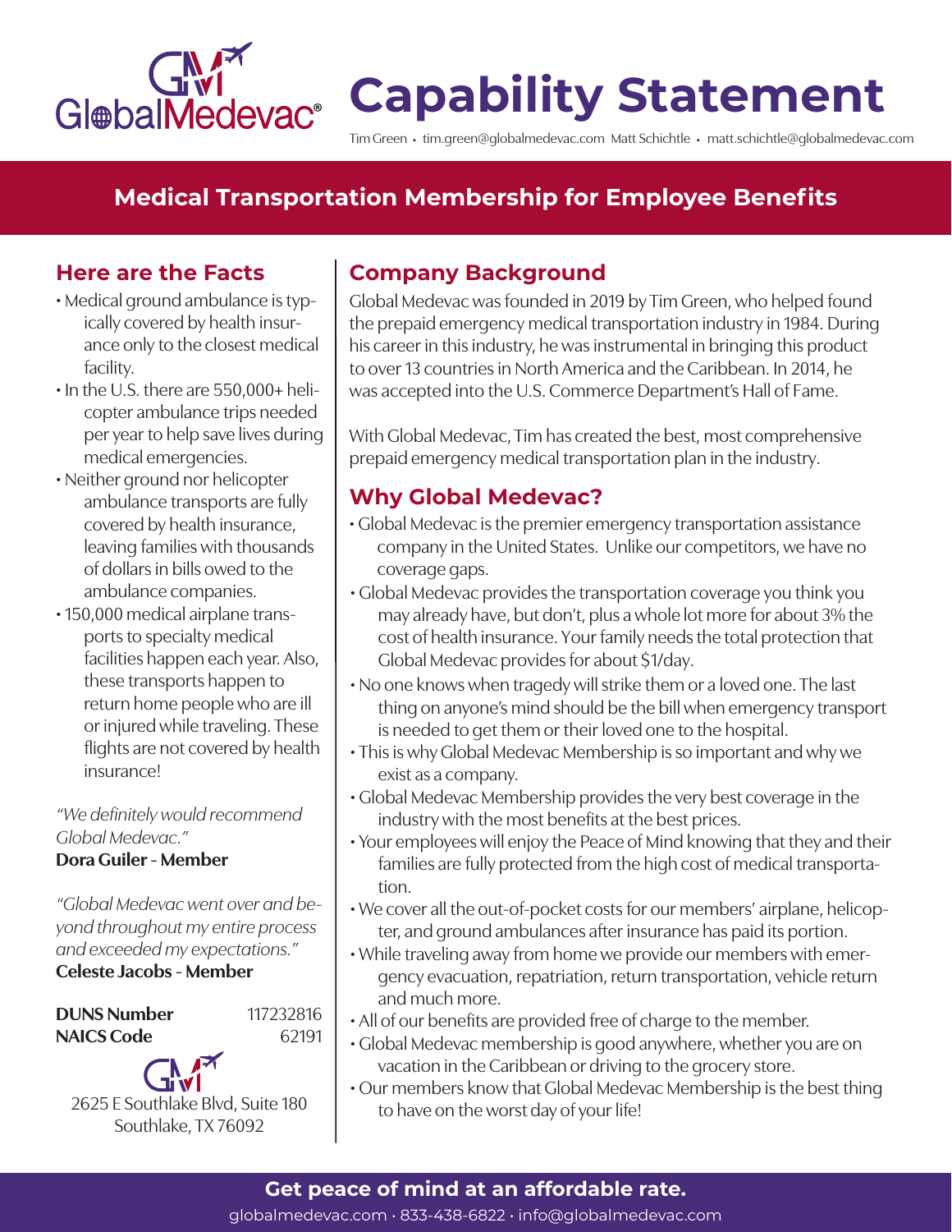GlobalMedevac®

# Capability Statement

Tim Green • tim.green@globalmedevac.com Matt Schichtle • matt.schichtle@globalmedevac.com

## Medical Transportation Membership for Employee Benefits

### Here are the Facts

- Medical ground ambulance is typically covered by health insurance only to the closest medical facility.
- In the U.S. there are 550,000+ helicopter ambulance trips needed per year to help save lives during medical emergencies.
- Neither ground nor helicopter ambulance transports are fully covered by health insurance, leaving families with thousands of dollars in bills owed to the ambulance companies.
- 150,000 medical airplane transports to specialty medical facilities happen each year. Also, these transports happen to return home people who are ill or injured while traveling. These flights are not covered by health insurance!

*"We definitely would recommend Global Medevac."*
**Dora Guiler - Member**

*"Global Medevac went over and beyond throughout my entire process and exceeded my expectations."*
**Celeste Jacobs - Member**

| | |
|---|---|
| **DUNS Number** | 117232816 |
| **NAICS Code** | 62191 |

2625 E Southlake Blvd, Suite 180
Southlake, TX 76092

### Company Background

Global Medevac was founded in 2019 by Tim Green, who helped found the prepaid emergency medical transportation industry in 1984. During his career in this industry, he was instrumental in bringing this product to over 13 countries in North America and the Caribbean. In 2014, he was accepted into the U.S. Commerce Department's Hall of Fame.

With Global Medevac, Tim has created the best, most comprehensive prepaid emergency medical transportation plan in the industry.

### Why Global Medevac?

- Global Medevac is the premier emergency transportation assistance company in the United States. Unlike our competitors, we have no coverage gaps.
- Global Medevac provides the transportation coverage you think you may already have, but don't, plus a whole lot more for about 3% the cost of health insurance. Your family needs the total protection that Global Medevac provides for about $1/day.
- No one knows when tragedy will strike them or a loved one. The last thing on anyone's mind should be the bill when emergency transport is needed to get them or their loved one to the hospital.
- This is why Global Medevac Membership is so important and why we exist as a company.
- Global Medevac Membership provides the very best coverage in the industry with the most benefits at the best prices.
- Your employees will enjoy the Peace of Mind knowing that they and their families are fully protected from the high cost of medical transportation.
- We cover all the out-of-pocket costs for our members' airplane, helicopter, and ground ambulances after insurance has paid its portion.
- While traveling away from home we provide our members with emergency evacuation, repatriation, return transportation, vehicle return and much more.
- All of our benefits are provided free of charge to the member.
- Global Medevac membership is good anywhere, whether you are on vacation in the Caribbean or driving to the grocery store.
- Our members know that Global Medevac Membership is the best thing to have on the worst day of your life!

**Get peace of mind at an affordable rate.**

globalmedevac.com • 833-438-6822 • info@globalmedevac.com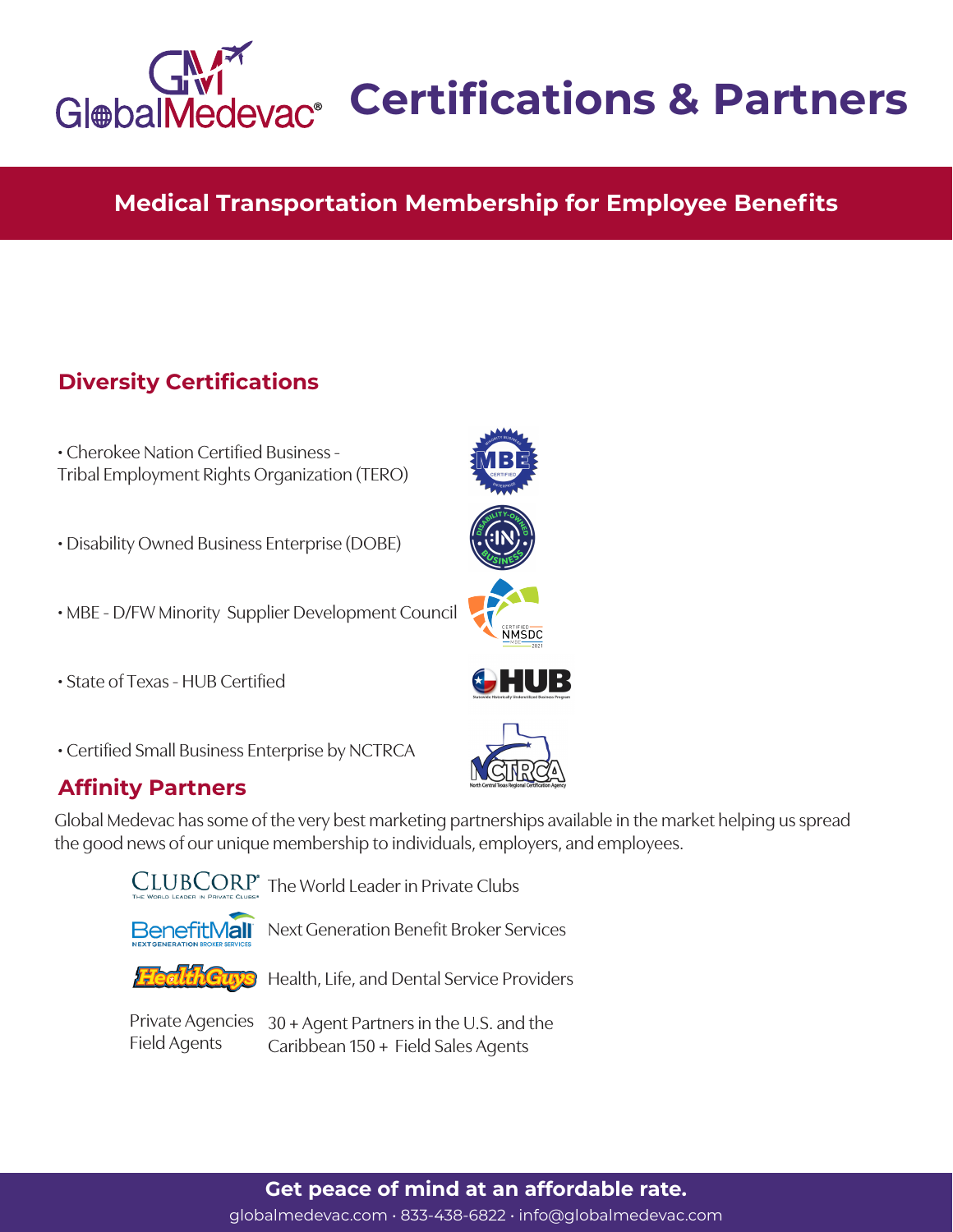# Certifications & Partners

**Medical Transportation Membership for Employee Benefits**

## Diversity Certifications

- Cherokee Nation Certified Business - Tribal Employment Rights Organization (TERO)
- Disability Owned Business Enterprise (DOBE)
- MBE - D/FW Minority Supplier Development Council
- State of Texas - HUB Certified
- Certified Small Business Enterprise by NCTRCA

## Affinity Partners

Global Medevac has some of the very best marketing partnerships available in the market helping us spread the good news of our unique membership to individuals, employers, and employees.

| | |
|---|---|
| ClubCorp | The World Leader in Private Clubs |
| BenefitMall | Next Generation Benefit Broker Services |
| HealthGuys | Health, Life, and Dental Service Providers |
| Private Agencies Field Agents | 30 + Agent Partners in the U.S. and the Caribbean 150 + Field Sales Agents |

**Get peace of mind at an affordable rate.**

globalmedevac.com · 833-438-6822 · info@globalmedevac.com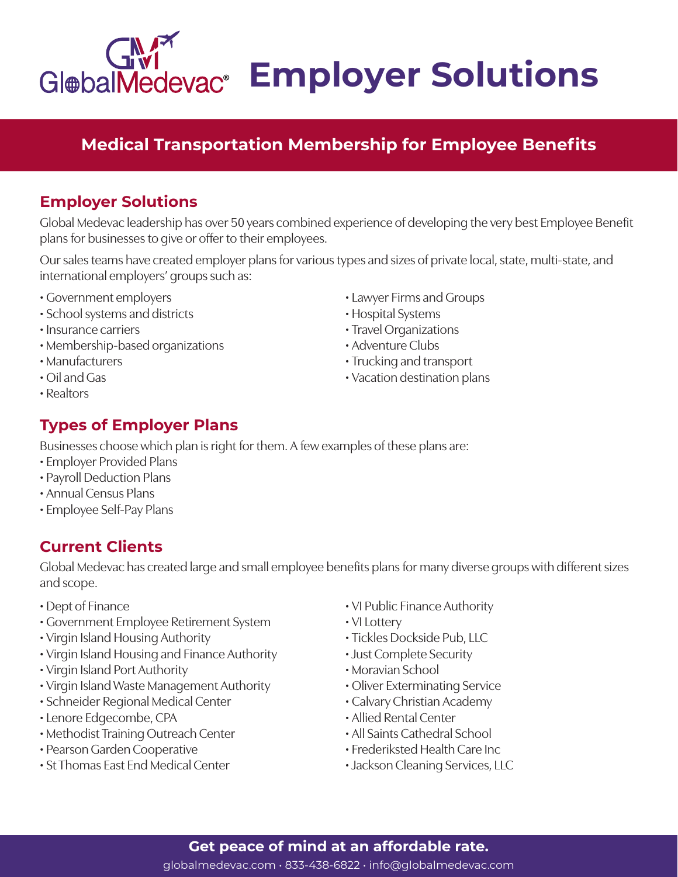# GlobalMedevac® Employer Solutions

## Medical Transportation Membership for Employee Benefits

### Employer Solutions

Global Medevac leadership has over 50 years combined experience of developing the very best Employee Benefit plans for businesses to give or offer to their employees.

Our sales teams have created employer plans for various types and sizes of private local, state, multi-state, and international employers' groups such as:

- Government employers
- School systems and districts
- Insurance carriers
- Membership-based organizations
- Manufacturers
- Oil and Gas
- Realtors
- Lawyer Firms and Groups
- Hospital Systems
- Travel Organizations
- Adventure Clubs
- Trucking and transport
- Vacation destination plans

### Types of Employer Plans

Businesses choose which plan is right for them. A few examples of these plans are:

- Employer Provided Plans
- Payroll Deduction Plans
- Annual Census Plans
- Employee Self-Pay Plans

### Current Clients

Global Medevac has created large and small employee benefits plans for many diverse groups with different sizes and scope.

- Dept of Finance
- Government Employee Retirement System
- Virgin Island Housing Authority
- Virgin Island Housing and Finance Authority
- Virgin Island Port Authority
- Virgin Island Waste Management Authority
- Schneider Regional Medical Center
- Lenore Edgecombe, CPA
- Methodist Training Outreach Center
- Pearson Garden Cooperative
- St Thomas East End Medical Center
- VI Public Finance Authority
- VI Lottery
- Tickles Dockside Pub, LLC
- Just Complete Security
- Moravian School
- Oliver Exterminating Service
- Calvary Christian Academy
- Allied Rental Center
- All Saints Cathedral School
- Frederiksted Health Care Inc
- Jackson Cleaning Services, LLC

**Get peace of mind at an affordable rate.**

globalmedevac.com • 833-438-6822 • info@globalmedevac.com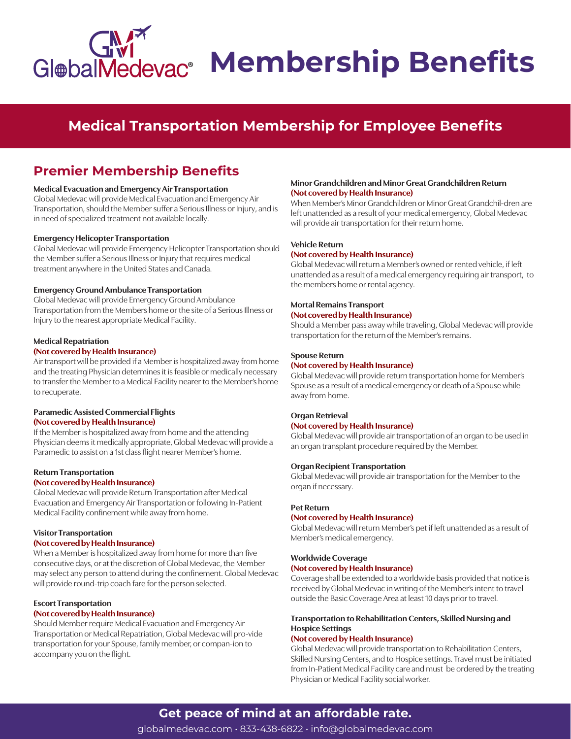# GlobalMedevac® Membership Benefits

## Medical Transportation Membership for Employee Benefits

## Premier Membership Benefits

**Medical Evacuation and Emergency Air Transportation**
Global Medevac will provide Medical Evacuation and Emergency Air Transportation, should the Member suffer a Serious Illness or Injury, and is in need of specialized treatment not available locally.

**Emergency Helicopter Transportation**
Global Medevac will provide Emergency Helicopter Transportation should the Member suffer a Serious Illness or Injury that requires medical treatment anywhere in the United States and Canada.

**Emergency Ground Ambulance Transportation**
Global Medevac will provide Emergency Ground Ambulance Transportation from the Members home or the site of a Serious Illness or Injury to the nearest appropriate Medical Facility.

**Medical Repatriation**
**(Not covered by Health Insurance)**
Air transport will be provided if a Member is hospitalized away from home and the treating Physician determines it is feasible or medically necessary to transfer the Member to a Medical Facility nearer to the Member's home to recuperate.

**Paramedic Assisted Commercial Flights**
**(Not covered by Health Insurance)**
If the Member is hospitalized away from home and the attending Physician deems it medically appropriate, Global Medevac will provide a Paramedic to assist on a 1st class flight nearer Member's home.

**Return Transportation**
**(Not covered by Health Insurance)**
Global Medevac will provide Return Transportation after Medical Evacuation and Emergency Air Transportation or following In-Patient Medical Facility confinement while away from home.

**Visitor Transportation**
**(Not covered by Health Insurance)**
When a Member is hospitalized away from home for more than five consecutive days, or at the discretion of Global Medevac, the Member may select any person to attend during the confinement. Global Medevac will provide round-trip coach fare for the person selected.

**Escort Transportation**
**(Not covered by Health Insurance)**
Should Member require Medical Evacuation and Emergency Air Transportation or Medical Repatriation, Global Medevac will pro-vide transportation for your Spouse, family member, or compan-ion to accompany you on the flight.

**Minor Grandchildren and Minor Great Grandchildren Return**
**(Not covered by Health Insurance)**
When Member's Minor Grandchildren or Minor Great Grandchil-dren are left unattended as a result of your medical emergency, Global Medevac will provide air transportation for their return home.

**Vehicle Return**
**(Not covered by Health Insurance)**
Global Medevac will return a Member's owned or rented vehicle, if left unattended as a result of a medical emergency requiring air transport, to the members home or rental agency.

**Mortal Remains Transport**
**(Not covered by Health Insurance)**
Should a Member pass away while traveling, Global Medevac will provide transportation for the return of the Member's remains.

**Spouse Return**
**(Not covered by Health Insurance)**
Global Medevac will provide return transportation home for Member's Spouse as a result of a medical emergency or death of a Spouse while away from home.

**Organ Retrieval**
**(Not covered by Health Insurance)**
Global Medevac will provide air transportation of an organ to be used in an organ transplant procedure required by the Member.

**Organ Recipient Transportation**
Global Medevac will provide air transportation for the Member to the organ if necessary.

**Pet Return**
**(Not covered by Health Insurance)**
Global Medevac will return Member's pet if left unattended as a result of Member's medical emergency.

**Worldwide Coverage**
**(Not covered by Health Insurance)**
Coverage shall be extended to a worldwide basis provided that notice is received by Global Medevac in writing of the Member's intent to travel outside the Basic Coverage Area at least 10 days prior to travel.

**Transportation to Rehabilitation Centers, Skilled Nursing and Hospice Settings**
**(Not covered by Health Insurance)**
Global Medevac will provide transportation to Rehabilitation Centers, Skilled Nursing Centers, and to Hospice settings. Travel must be initiated from In-Patient Medical Facility care and must be ordered by the treating Physician or Medical Facility social worker.

**Get peace of mind at an affordable rate.**
globalmedevac.com • 833-438-6822 • info@globalmedevac.com